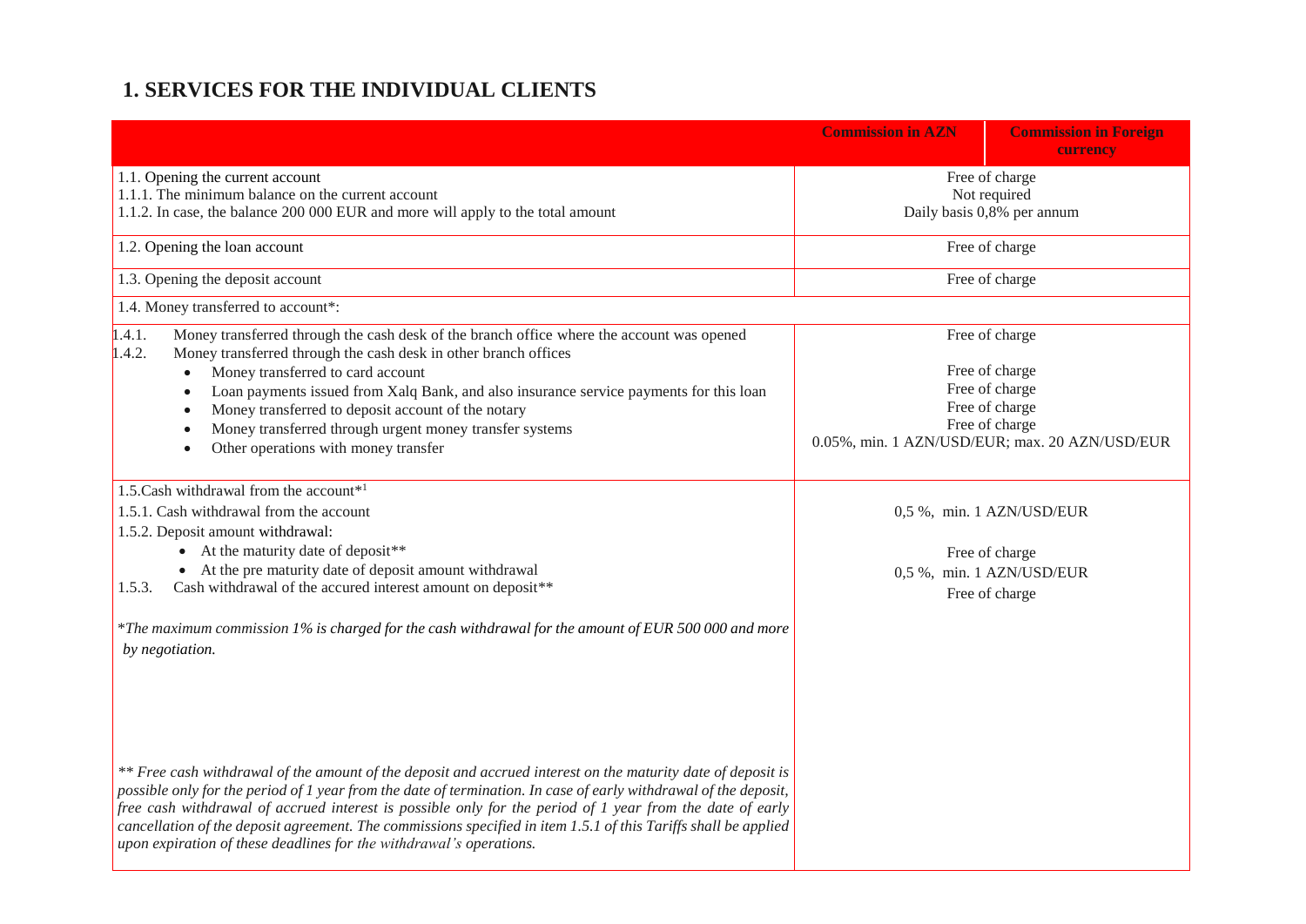# 1. SERVICES FOR THE INDIVIDUAL CLIENTS

| | Commission in AZN | Commission in Foreign currency |
|---|---|---|
| 1.1. Opening the current account<br>1.1.1. The minimum balance on the current account<br>1.1.2. In case, the balance 200 000 EUR and more will apply to the total amount | Free of charge<br>Not required<br>Daily basis 0,8% per annum | |
| 1.2. Opening the loan account | Free of charge | |
| 1.3. Opening the deposit account | Free of charge | |
| 1.4. Money transferred to account*: | | |
| 1.4.1. Money transferred through the cash desk of the branch office where the account was opened<br>1.4.2. Money transferred through the cash desk in other branch offices<br>• Money transferred to card account<br>• Loan payments issued from Xalq Bank, and also insurance service payments for this loan<br>• Money transferred to deposit account of the notary<br>• Money transferred through urgent money transfer systems<br>• Other operations with money transfer | Free of charge<br><br>Free of charge<br>Free of charge<br>Free of charge<br>Free of charge<br>0.05%, min. 1 AZN/USD/EUR; max. 20 AZN/USD/EUR | |
| 1.5.Cash withdrawal from the account*[1]<br>1.5.1. Cash withdrawal from the account<br>1.5.2. Deposit amount withdrawal:<br>• At the maturity date of deposit**<br>• At the pre maturity date of deposit amount withdrawal<br>1.5.3. Cash withdrawal of the accured interest amount on deposit**<br><br>*\*The maximum commission 1% is charged for the cash withdrawal for the amount of EUR 500 000 and more by negotiation.*<br><br>*\*\* Free cash withdrawal of the amount of the deposit and accrued interest on the maturity date of deposit is possible only for the period of 1 year from the date of termination. In case of early withdrawal of the deposit, free cash withdrawal of accrued interest is possible only for the period of 1 year from the date of early cancellation of the deposit agreement. The commissions specified in item 1.5.1 of this Tariffs shall be applied upon expiration of these deadlines for the withdrawal's operations.* | <br>0,5 %, min. 1 AZN/USD/EUR<br><br>Free of charge<br>0,5 %, min. 1 AZN/USD/EUR<br>Free of charge | |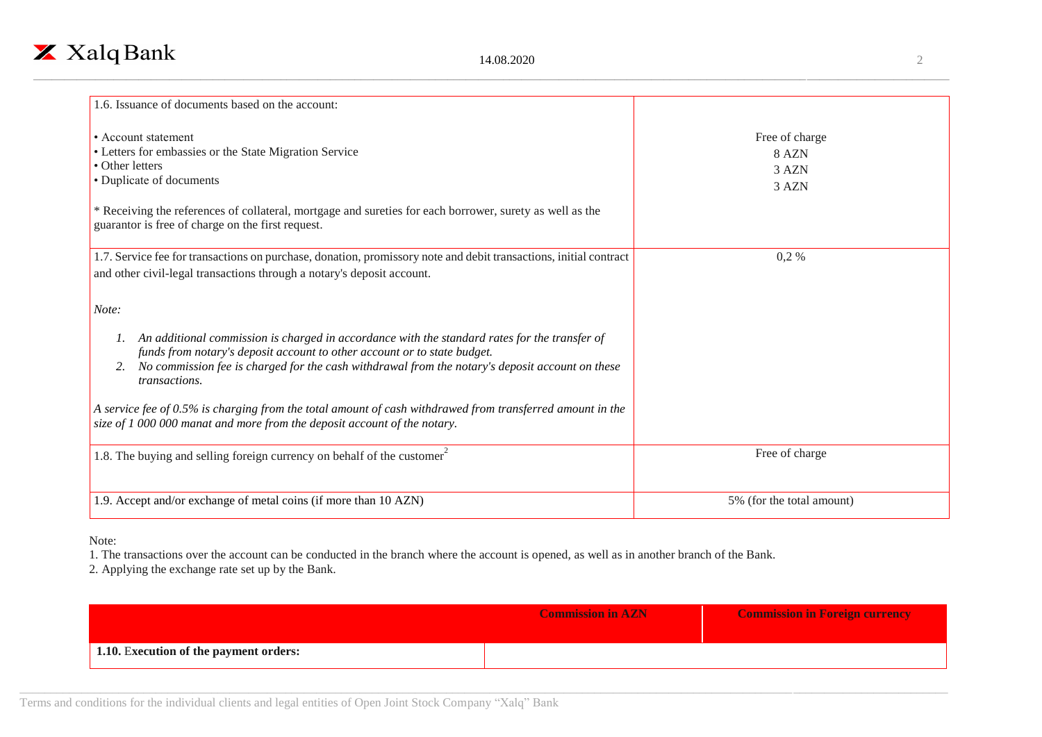| | |
|---|---|
| 1.6. Issuance of documents based on the account:<br><br>• Account statement<br>• Letters for embassies or the State Migration Service<br>• Other letters<br>• Duplicate of documents<br><br>* Receiving the references of collateral, mortgage and sureties for each borrower, surety as well as the guarantor is free of charge on the first request. | <br><br>Free of charge<br>8 AZN<br>3 AZN<br>3 AZN |
| 1.7. Service fee for transactions on purchase, donation, promissory note and debit transactions, initial contract and other civil-legal transactions through a notary's deposit account.<br><br>*Note:*<br><br>1. *An additional commission is charged in accordance with the standard rates for the transfer of funds from notary's deposit account to other account or to state budget.*<br>2. *No commission fee is charged for the cash withdrawal from the notary's deposit account on these transactions.*<br><br>*A service fee of 0.5% is charging from the total amount of cash withdrawed from transferred amount in the size of 1 000 000 manat and more from the deposit account of the notary.* | 0,2 % |
| 1.8. The buying and selling foreign currency on behalf of the customer[2] | Free of charge |
| 1.9. Accept and/or exchange of metal coins (if more than 10 AZN) | 5% (for the total amount) |

Note:

1. The transactions over the account can be conducted in the branch where the account is opened, as well as in another branch of the Bank.
2. Applying the exchange rate set up by the Bank.

| | Commission in AZN | Commission in Foreign currency |
|---|---|---|
| **1.10. Execution of the payment orders:** | | |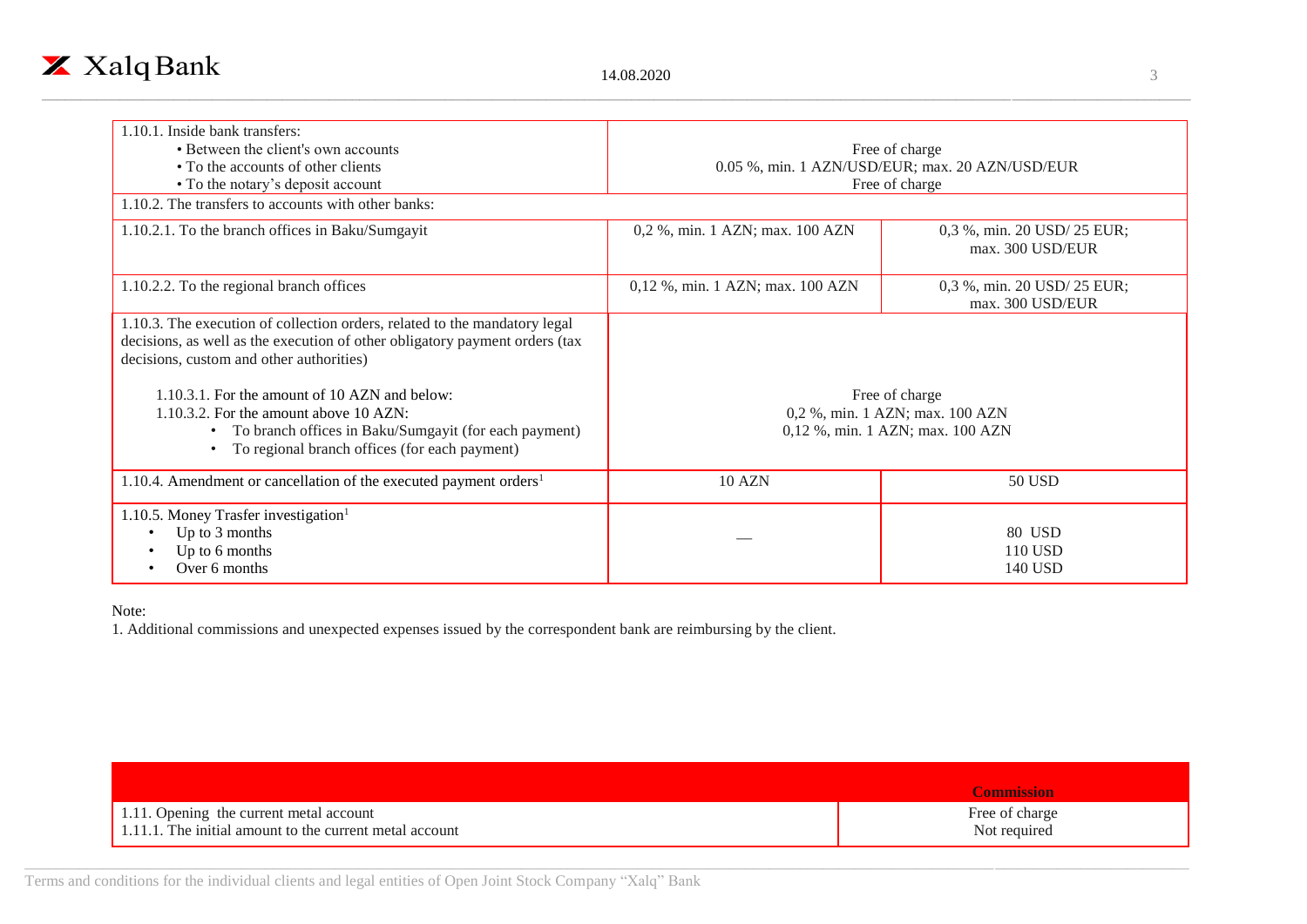| | | |
|---|---|---|
| 1.10.1. Inside bank transfers:<br>• Between the client's own accounts<br>• To the accounts of other clients<br>• To the notary's deposit account | Free of charge<br>0.05 %, min. 1 AZN/USD/EUR; max. 20 AZN/USD/EUR<br>Free of charge | |
| 1.10.2. The transfers to accounts with other banks: | | |
| 1.10.2.1. To the branch offices in Baku/Sumgayit | 0,2 %, min. 1 AZN; max. 100 AZN | 0,3 %, min. 20 USD/ 25 EUR; max. 300 USD/EUR |
| 1.10.2.2. To the regional branch offices | 0,12 %, min. 1 AZN; max. 100 AZN | 0,3 %, min. 20 USD/ 25 EUR; max. 300 USD/EUR |
| 1.10.3. The execution of collection orders, related to the mandatory legal decisions, as well as the execution of other obligatory payment orders (tax decisions, custom and other authorities)<br>1.10.3.1. For the amount of 10 AZN and below:<br>1.10.3.2. For the amount above 10 AZN:<br>• To branch offices in Baku/Sumgayit (for each payment)<br>• To regional branch offices (for each payment) | Free of charge<br>0,2 %, min. 1 AZN; max. 100 AZN<br>0,12 %, min. 1 AZN; max. 100 AZN | |
| 1.10.4. Amendment or cancellation of the executed payment orders[1] | 10 AZN | 50 USD |
| 1.10.5. Money Trasfer investigation[1]<br>• Up to 3 months<br>• Up to 6 months<br>• Over 6 months | — | 80 USD<br>110 USD<br>140 USD |

Note:

1. Additional commissions and unexpected expenses issued by the correspondent bank are reimbursing by the client.

| | Commission |
|---|---|
| 1.11. Opening the current metal account<br>1.11.1. The initial amount to the current metal account | Free of charge<br>Not required |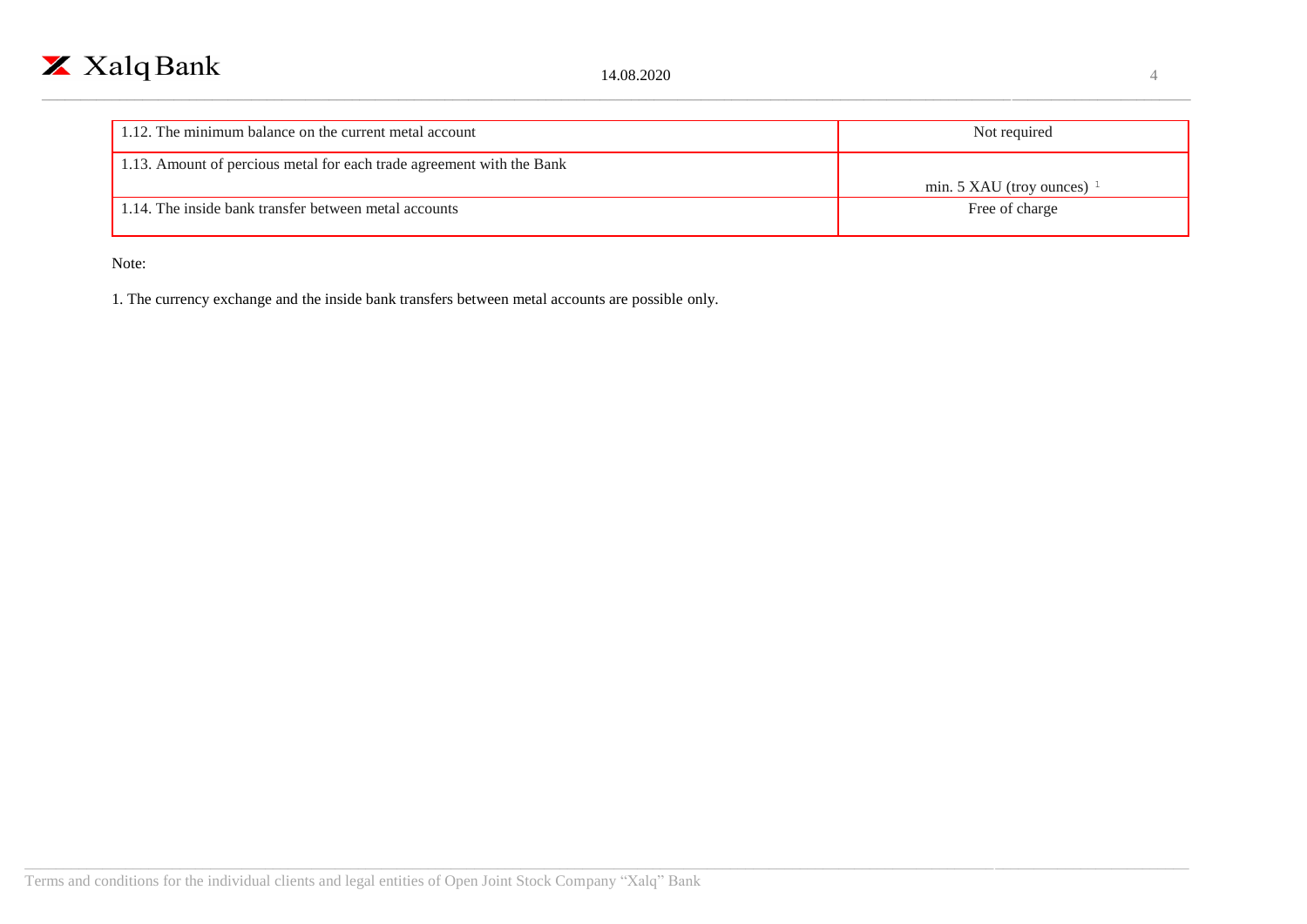| | |
|---|---|
| 1.12. The minimum balance on the current metal account | Not required |
| 1.13. Amount of percious metal for each trade agreement with the Bank | min. 5 XAU (troy ounces) [1] |
| 1.14. The inside bank transfer between metal accounts | Free of charge |

Note:

1. The currency exchange and the inside bank transfers between metal accounts are possible only.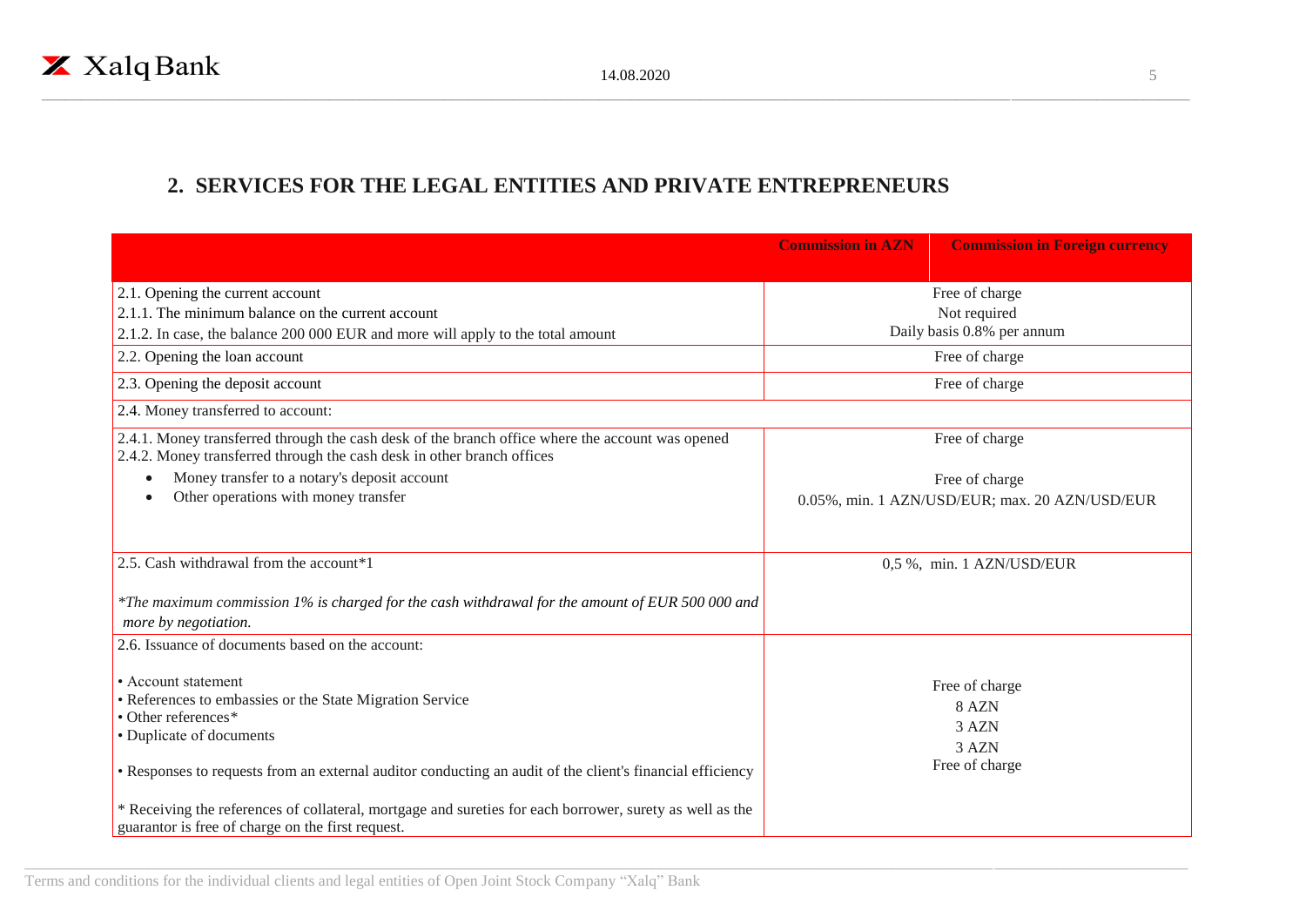## 2. SERVICES FOR THE LEGAL ENTITIES AND PRIVATE ENTREPRENEURS

| | Commission in AZN | Commission in Foreign currency |
|---|---|---|
| 2.1. Opening the current account<br>2.1.1. The minimum balance on the current account<br>2.1.2. In case, the balance 200 000 EUR and more will apply to the total amount | Free of charge<br>Not required<br>Daily basis 0.8% per annum | |
| 2.2. Opening the loan account | Free of charge | |
| 2.3. Opening the deposit account | Free of charge | |
| 2.4. Money transferred to account: | | |
| 2.4.1. Money transferred through the cash desk of the branch office where the account was opened<br>2.4.2. Money transferred through the cash desk in other branch offices<br>• Money transfer to a notary's deposit account<br>• Other operations with money transfer | Free of charge<br><br>Free of charge<br>0.05%, min. 1 AZN/USD/EUR; max. 20 AZN/USD/EUR | |
| 2.5. Cash withdrawal from the account*1<br><br>*\*The maximum commission 1% is charged for the cash withdrawal for the amount of EUR 500 000 and more by negotiation.* | 0,5 %, min. 1 AZN/USD/EUR | |
| 2.6. Issuance of documents based on the account:<br><br>• Account statement<br>• References to embassies or the State Migration Service<br>• Other references*<br>• Duplicate of documents<br><br>• Responses to requests from an external auditor conducting an audit of the client's financial efficiency<br><br>* Receiving the references of collateral, mortgage and sureties for each borrower, surety as well as the guarantor is free of charge on the first request. | Free of charge<br>8 AZN<br>3 AZN<br>3 AZN<br>Free of charge | |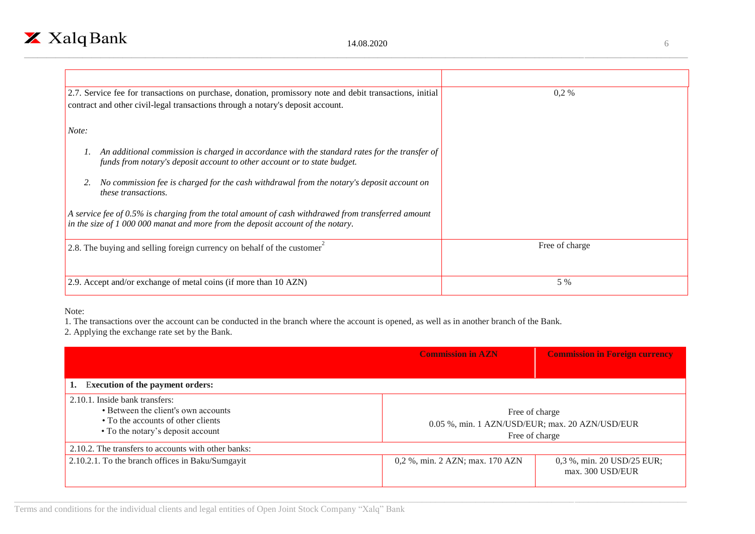| | |
|---|---|
| 2.7. Service fee for transactions on purchase, donation, promissory note and debit transactions, initial contract and other civil-legal transactions through a notary's deposit account.<br><br>*Note:*<br><br>*1. An additional commission is charged in accordance with the standard rates for the transfer of funds from notary's deposit account to other account or to state budget.*<br><br>*2. No commission fee is charged for the cash withdrawal from the notary's deposit account on these transactions.*<br><br>*A service fee of 0.5% is charging from the total amount of cash withdrawed from transferred amount in the size of 1 000 000 manat and more from the deposit account of the notary.* | 0,2 % |
| 2.8. The buying and selling foreign currency on behalf of the customer[2] | Free of charge |
| 2.9. Accept and/or exchange of metal coins (if more than 10 AZN) | 5 % |

Note:

1. The transactions over the account can be conducted in the branch where the account is opened, as well as in another branch of the Bank.
2. Applying the exchange rate set by the Bank.

| | Commission in AZN | Commission in Foreign currency |
|---|---|---|
| **1. Execution of the payment orders:** | | |
| 2.10.1. Inside bank transfers:<br>• Between the client's own accounts<br>• To the accounts of other clients<br>• To the notary's deposit account | Free of charge<br>0.05 %, min. 1 AZN/USD/EUR; max. 20 AZN/USD/EUR<br>Free of charge | |
| 2.10.2. The transfers to accounts with other banks: | | |
| 2.10.2.1. To the branch offices in Baku/Sumgayit | 0,2 %, min. 2 AZN; max. 170 AZN | 0,3 %, min. 20 USD/25 EUR; max. 300 USD/EUR |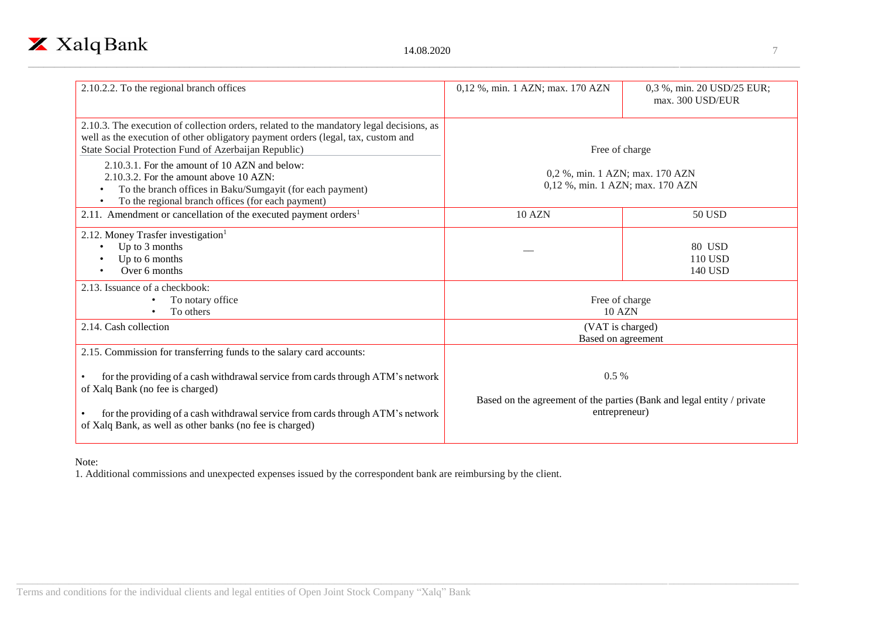| | | |
|---|---|---|
| 2.10.2.2. To the regional branch offices | 0,12 %, min. 1 AZN; max. 170 AZN | 0,3 %, min. 20 USD/25 EUR; max. 300 USD/EUR |
| 2.10.3. The execution of collection orders, related to the mandatory legal decisions, as well as the execution of other obligatory payment orders (legal, tax, custom and State Social Protection Fund of Azerbaijan Republic) | Free of charge | |
| 2.10.3.1. For the amount of 10 AZN and below:<br>2.10.3.2. For the amount above 10 AZN:<br>• To the branch offices in Baku/Sumgayit (for each payment)<br>• To the regional branch offices (for each payment) | 0,2 %, min. 1 AZN; max. 170 AZN<br>0,12 %, min. 1 AZN; max. 170 AZN | |
| 2.11. Amendment or cancellation of the executed payment orders[1] | 10 AZN | 50 USD |
| 2.12. Money Trasfer investigation[1]<br>• Up to 3 months<br>• Up to 6 months<br>• Over 6 months | — | 80 USD<br>110 USD<br>140 USD |
| 2.13. Issuance of a checkbook:<br>• To notary office<br>• To others | Free of charge<br>10 AZN | |
| 2.14. Cash collection | (VAT is charged)<br>Based on agreement | |
| 2.15. Commission for transferring funds to the salary card accounts:<br>• for the providing of a cash withdrawal service from cards through ATM's network of Xalq Bank (no fee is charged)<br>• for the providing of a cash withdrawal service from cards through ATM's network of Xalq Bank, as well as other banks (no fee is charged) | 0.5 %<br>Based on the agreement of the parties (Bank and legal entity / private entrepreneur) | |

Note:

1. Additional commissions and unexpected expenses issued by the correspondent bank are reimbursing by the client.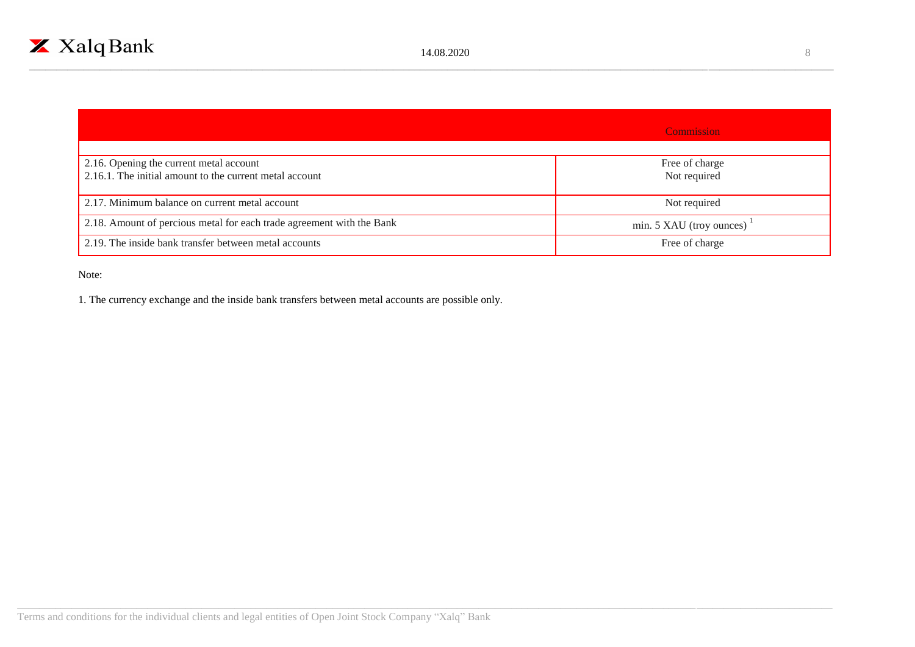| | Commission |
|---|---|
| | |
| 2.16. Opening the current metal account<br>2.16.1. The initial amount to the current metal account | Free of charge<br>Not required |
| 2.17. Minimum balance on current metal account | Not required |
| 2.18. Amount of percious metal for each trade agreement with the Bank | min. 5 XAU (troy ounces) [1] |
| 2.19. The inside bank transfer between metal accounts | Free of charge |

Note:

1. The currency exchange and the inside bank transfers between metal accounts are possible only.